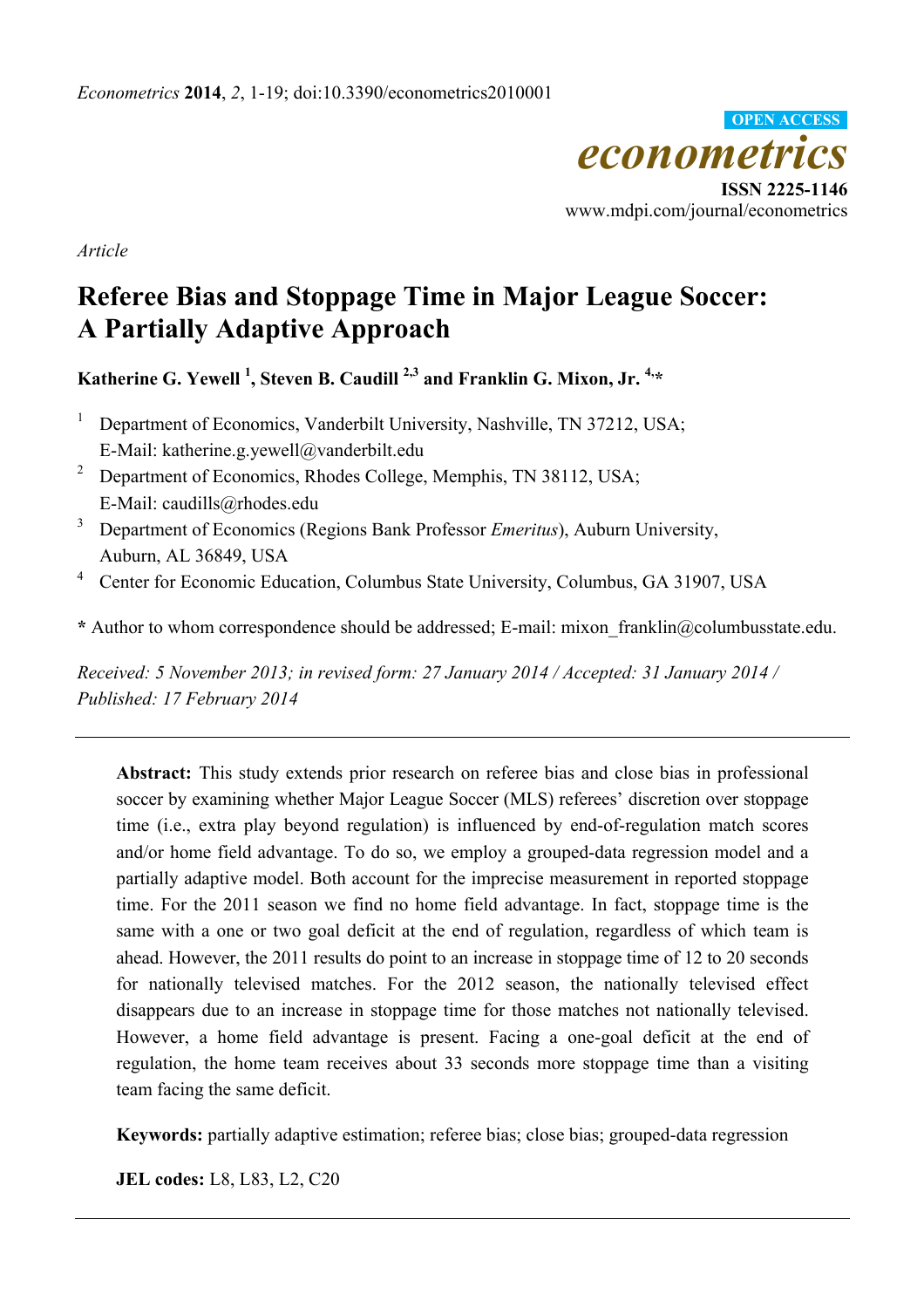*Article*

# Referee Bias and Stoppage Time in Major League Soccer: A Partially Adaptive Approach

**Katherine G. Yewell [1], Steven B. Caudill [2,3] and Franklin G. Mixon, Jr. [4,]***

[1] Department of Economics, Vanderbilt University, Nashville, TN 37212, USA; E-Mail: katherine.g.yewell@vanderbilt.edu

[2] Department of Economics, Rhodes College, Memphis, TN 38112, USA; E-Mail: caudills@rhodes.edu

[3] Department of Economics (Regions Bank Professor *Emeritus*), Auburn University, Auburn, AL 36849, USA

[4] Center for Economic Education, Columbus State University, Columbus, GA 31907, USA

\* Author to whom correspondence should be addressed; E-mail: mixon_franklin@columbusstate.edu.

*Received: 5 November 2013; in revised form: 27 January 2014 / Accepted: 31 January 2014 / Published: 17 February 2014*

---

**Abstract:** This study extends prior research on referee bias and close bias in professional soccer by examining whether Major League Soccer (MLS) referees' discretion over stoppage time (i.e., extra play beyond regulation) is influenced by end-of-regulation match scores and/or home field advantage. To do so, we employ a grouped-data regression model and a partially adaptive model. Both account for the imprecise measurement in reported stoppage time. For the 2011 season we find no home field advantage. In fact, stoppage time is the same with a one or two goal deficit at the end of regulation, regardless of which team is ahead. However, the 2011 results do point to an increase in stoppage time of 12 to 20 seconds for nationally televised matches. For the 2012 season, the nationally televised effect disappears due to an increase in stoppage time for those matches not nationally televised. However, a home field advantage is present. Facing a one-goal deficit at the end of regulation, the home team receives about 33 seconds more stoppage time than a visiting team facing the same deficit.

**Keywords:** partially adaptive estimation; referee bias; close bias; grouped-data regression

**JEL codes:** L8, L83, L2, C20

---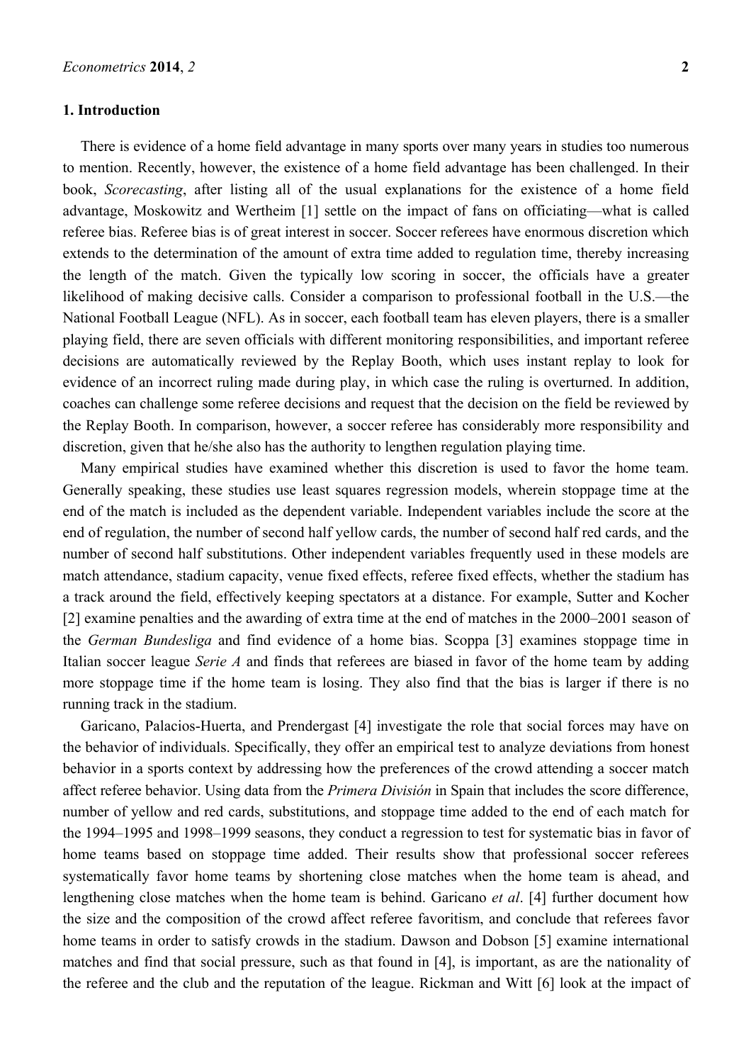## 1. Introduction

There is evidence of a home field advantage in many sports over many years in studies too numerous to mention. Recently, however, the existence of a home field advantage has been challenged. In their book, *Scorecasting*, after listing all of the usual explanations for the existence of a home field advantage, Moskowitz and Wertheim [1] settle on the impact of fans on officiating—what is called referee bias. Referee bias is of great interest in soccer. Soccer referees have enormous discretion which extends to the determination of the amount of extra time added to regulation time, thereby increasing the length of the match. Given the typically low scoring in soccer, the officials have a greater likelihood of making decisive calls. Consider a comparison to professional football in the U.S.—the National Football League (NFL). As in soccer, each football team has eleven players, there is a smaller playing field, there are seven officials with different monitoring responsibilities, and important referee decisions are automatically reviewed by the Replay Booth, which uses instant replay to look for evidence of an incorrect ruling made during play, in which case the ruling is overturned. In addition, coaches can challenge some referee decisions and request that the decision on the field be reviewed by the Replay Booth. In comparison, however, a soccer referee has considerably more responsibility and discretion, given that he/she also has the authority to lengthen regulation playing time.

Many empirical studies have examined whether this discretion is used to favor the home team. Generally speaking, these studies use least squares regression models, wherein stoppage time at the end of the match is included as the dependent variable. Independent variables include the score at the end of regulation, the number of second half yellow cards, the number of second half red cards, and the number of second half substitutions. Other independent variables frequently used in these models are match attendance, stadium capacity, venue fixed effects, referee fixed effects, whether the stadium has a track around the field, effectively keeping spectators at a distance. For example, Sutter and Kocher [2] examine penalties and the awarding of extra time at the end of matches in the 2000–2001 season of the *German Bundesliga* and find evidence of a home bias. Scoppa [3] examines stoppage time in Italian soccer league *Serie A* and finds that referees are biased in favor of the home team by adding more stoppage time if the home team is losing. They also find that the bias is larger if there is no running track in the stadium.

Garicano, Palacios-Huerta, and Prendergast [4] investigate the role that social forces may have on the behavior of individuals. Specifically, they offer an empirical test to analyze deviations from honest behavior in a sports context by addressing how the preferences of the crowd attending a soccer match affect referee behavior. Using data from the *Primera Divisiόn* in Spain that includes the score difference, number of yellow and red cards, substitutions, and stoppage time added to the end of each match for the 1994–1995 and 1998–1999 seasons, they conduct a regression to test for systematic bias in favor of home teams based on stoppage time added. Their results show that professional soccer referees systematically favor home teams by shortening close matches when the home team is ahead, and lengthening close matches when the home team is behind. Garicano *et al*. [4] further document how the size and the composition of the crowd affect referee favoritism, and conclude that referees favor home teams in order to satisfy crowds in the stadium. Dawson and Dobson [5] examine international matches and find that social pressure, such as that found in [4], is important, as are the nationality of the referee and the club and the reputation of the league. Rickman and Witt [6] look at the impact of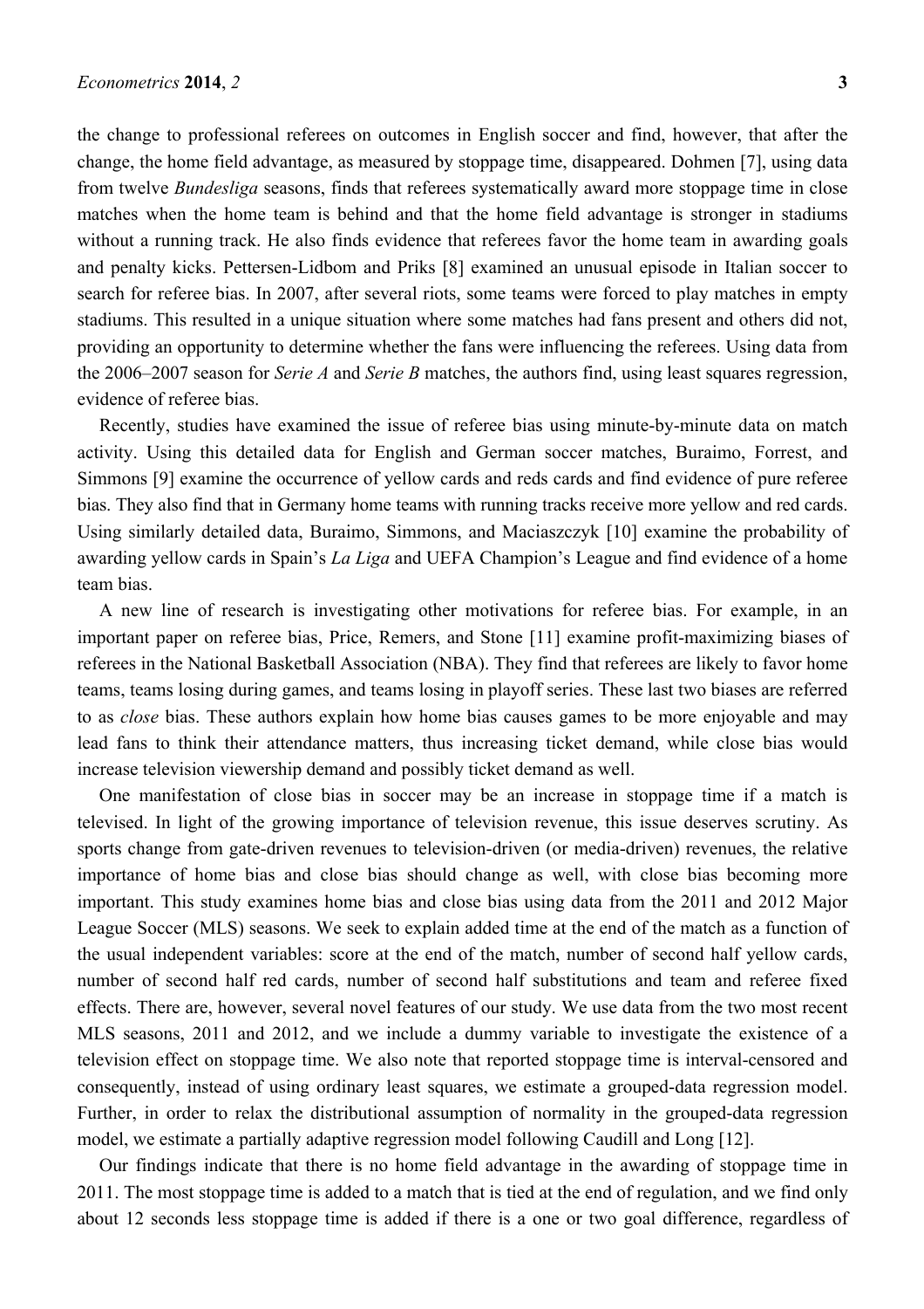the change to professional referees on outcomes in English soccer and find, however, that after the change, the home field advantage, as measured by stoppage time, disappeared. Dohmen [7], using data from twelve *Bundesliga* seasons, finds that referees systematically award more stoppage time in close matches when the home team is behind and that the home field advantage is stronger in stadiums without a running track. He also finds evidence that referees favor the home team in awarding goals and penalty kicks. Pettersen-Lidbom and Priks [8] examined an unusual episode in Italian soccer to search for referee bias. In 2007, after several riots, some teams were forced to play matches in empty stadiums. This resulted in a unique situation where some matches had fans present and others did not, providing an opportunity to determine whether the fans were influencing the referees. Using data from the 2006–2007 season for *Serie A* and *Serie B* matches, the authors find, using least squares regression, evidence of referee bias.

Recently, studies have examined the issue of referee bias using minute-by-minute data on match activity. Using this detailed data for English and German soccer matches, Buraimo, Forrest, and Simmons [9] examine the occurrence of yellow cards and reds cards and find evidence of pure referee bias. They also find that in Germany home teams with running tracks receive more yellow and red cards. Using similarly detailed data, Buraimo, Simmons, and Maciaszczyk [10] examine the probability of awarding yellow cards in Spain's *La Liga* and UEFA Champion's League and find evidence of a home team bias.

A new line of research is investigating other motivations for referee bias. For example, in an important paper on referee bias, Price, Remers, and Stone [11] examine profit-maximizing biases of referees in the National Basketball Association (NBA). They find that referees are likely to favor home teams, teams losing during games, and teams losing in playoff series. These last two biases are referred to as *close* bias. These authors explain how home bias causes games to be more enjoyable and may lead fans to think their attendance matters, thus increasing ticket demand, while close bias would increase television viewership demand and possibly ticket demand as well.

One manifestation of close bias in soccer may be an increase in stoppage time if a match is televised. In light of the growing importance of television revenue, this issue deserves scrutiny. As sports change from gate-driven revenues to television-driven (or media-driven) revenues, the relative importance of home bias and close bias should change as well, with close bias becoming more important. This study examines home bias and close bias using data from the 2011 and 2012 Major League Soccer (MLS) seasons. We seek to explain added time at the end of the match as a function of the usual independent variables: score at the end of the match, number of second half yellow cards, number of second half red cards, number of second half substitutions and team and referee fixed effects. There are, however, several novel features of our study. We use data from the two most recent MLS seasons, 2011 and 2012, and we include a dummy variable to investigate the existence of a television effect on stoppage time. We also note that reported stoppage time is interval-censored and consequently, instead of using ordinary least squares, we estimate a grouped-data regression model. Further, in order to relax the distributional assumption of normality in the grouped-data regression model, we estimate a partially adaptive regression model following Caudill and Long [12].

Our findings indicate that there is no home field advantage in the awarding of stoppage time in 2011. The most stoppage time is added to a match that is tied at the end of regulation, and we find only about 12 seconds less stoppage time is added if there is a one or two goal difference, regardless of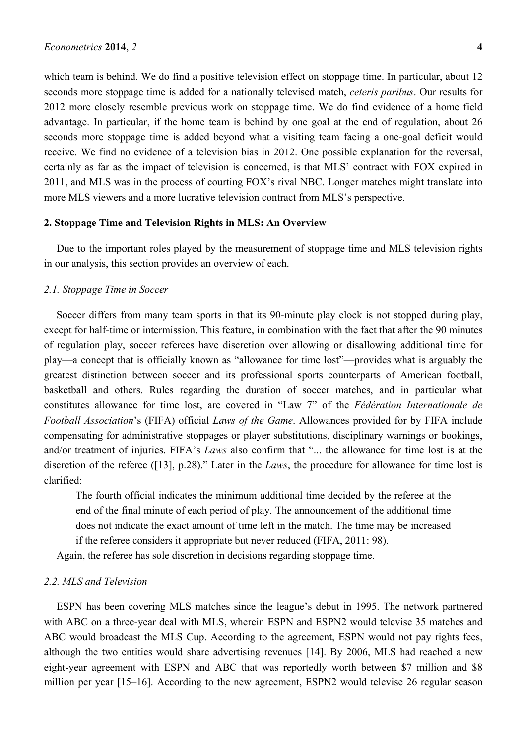which team is behind. We do find a positive television effect on stoppage time. In particular, about 12 seconds more stoppage time is added for a nationally televised match, *ceteris paribus*. Our results for 2012 more closely resemble previous work on stoppage time. We do find evidence of a home field advantage. In particular, if the home team is behind by one goal at the end of regulation, about 26 seconds more stoppage time is added beyond what a visiting team facing a one-goal deficit would receive. We find no evidence of a television bias in 2012. One possible explanation for the reversal, certainly as far as the impact of television is concerned, is that MLS' contract with FOX expired in 2011, and MLS was in the process of courting FOX's rival NBC. Longer matches might translate into more MLS viewers and a more lucrative television contract from MLS's perspective.

## 2. Stoppage Time and Television Rights in MLS: An Overview

Due to the important roles played by the measurement of stoppage time and MLS television rights in our analysis, this section provides an overview of each.

### *2.1. Stoppage Time in Soccer*

Soccer differs from many team sports in that its 90-minute play clock is not stopped during play, except for half-time or intermission. This feature, in combination with the fact that after the 90 minutes of regulation play, soccer referees have discretion over allowing or disallowing additional time for play—a concept that is officially known as "allowance for time lost"—provides what is arguably the greatest distinction between soccer and its professional sports counterparts of American football, basketball and others. Rules regarding the duration of soccer matches, and in particular what constitutes allowance for time lost, are covered in "Law 7" of the *Fédération Internationale de Football Association*'s (FIFA) official *Laws of the Game*. Allowances provided for by FIFA include compensating for administrative stoppages or player substitutions, disciplinary warnings or bookings, and/or treatment of injuries. FIFA's *Laws* also confirm that "... the allowance for time lost is at the discretion of the referee ([13], p.28)." Later in the *Laws*, the procedure for allowance for time lost is clarified:

> The fourth official indicates the minimum additional time decided by the referee at the end of the final minute of each period of play. The announcement of the additional time does not indicate the exact amount of time left in the match. The time may be increased if the referee considers it appropriate but never reduced (FIFA, 2011: 98).

Again, the referee has sole discretion in decisions regarding stoppage time.

### *2.2. MLS and Television*

ESPN has been covering MLS matches since the league's debut in 1995. The network partnered with ABC on a three-year deal with MLS, wherein ESPN and ESPN2 would televise 35 matches and ABC would broadcast the MLS Cup. According to the agreement, ESPN would not pay rights fees, although the two entities would share advertising revenues [14]. By 2006, MLS had reached a new eight-year agreement with ESPN and ABC that was reportedly worth between $7 million and $8 million per year [15–16]. According to the new agreement, ESPN2 would televise 26 regular season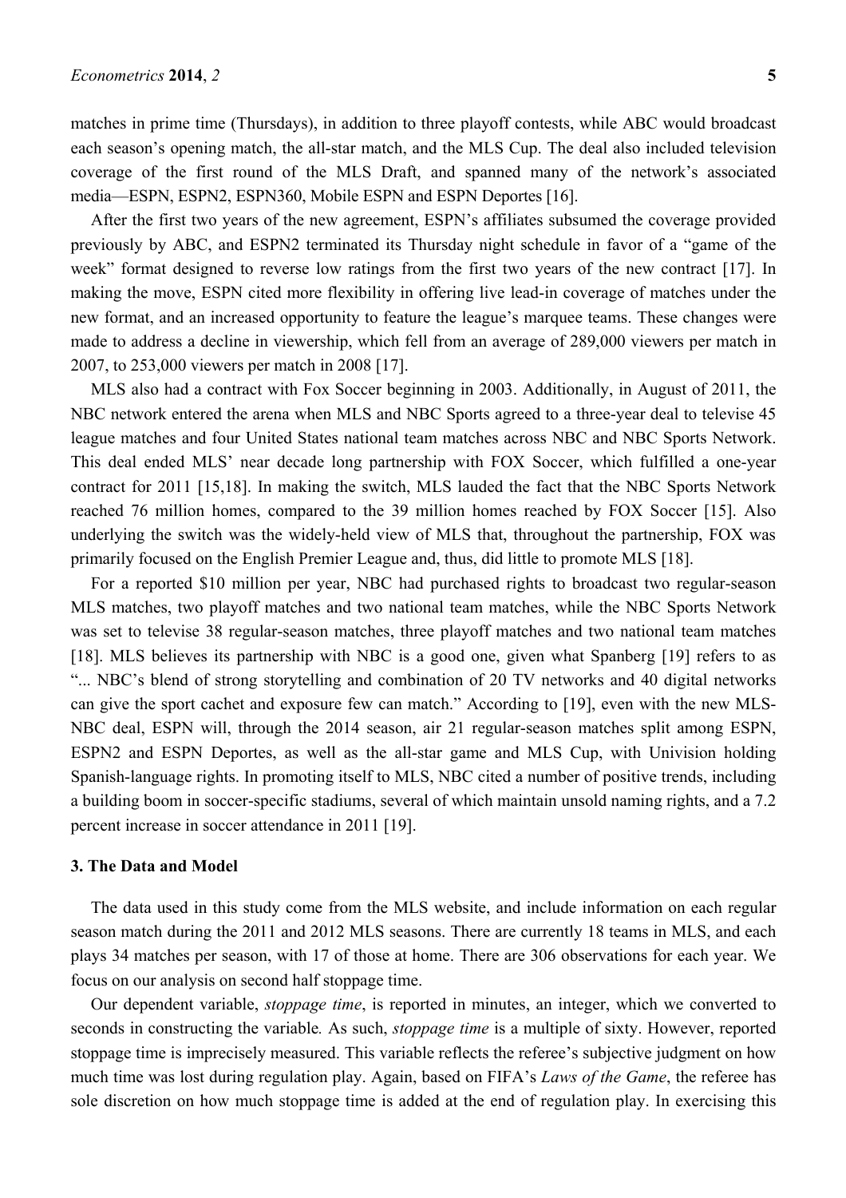matches in prime time (Thursdays), in addition to three playoff contests, while ABC would broadcast each season's opening match, the all-star match, and the MLS Cup. The deal also included television coverage of the first round of the MLS Draft, and spanned many of the network's associated media—ESPN, ESPN2, ESPN360, Mobile ESPN and ESPN Deportes [16].

After the first two years of the new agreement, ESPN's affiliates subsumed the coverage provided previously by ABC, and ESPN2 terminated its Thursday night schedule in favor of a "game of the week" format designed to reverse low ratings from the first two years of the new contract [17]. In making the move, ESPN cited more flexibility in offering live lead-in coverage of matches under the new format, and an increased opportunity to feature the league's marquee teams. These changes were made to address a decline in viewership, which fell from an average of 289,000 viewers per match in 2007, to 253,000 viewers per match in 2008 [17].

MLS also had a contract with Fox Soccer beginning in 2003. Additionally, in August of 2011, the NBC network entered the arena when MLS and NBC Sports agreed to a three-year deal to televise 45 league matches and four United States national team matches across NBC and NBC Sports Network. This deal ended MLS' near decade long partnership with FOX Soccer, which fulfilled a one-year contract for 2011 [15,18]. In making the switch, MLS lauded the fact that the NBC Sports Network reached 76 million homes, compared to the 39 million homes reached by FOX Soccer [15]. Also underlying the switch was the widely-held view of MLS that, throughout the partnership, FOX was primarily focused on the English Premier League and, thus, did little to promote MLS [18].

For a reported $10 million per year, NBC had purchased rights to broadcast two regular-season MLS matches, two playoff matches and two national team matches, while the NBC Sports Network was set to televise 38 regular-season matches, three playoff matches and two national team matches [18]. MLS believes its partnership with NBC is a good one, given what Spanberg [19] refers to as "... NBC's blend of strong storytelling and combination of 20 TV networks and 40 digital networks can give the sport cachet and exposure few can match." According to [19], even with the new MLS-NBC deal, ESPN will, through the 2014 season, air 21 regular-season matches split among ESPN, ESPN2 and ESPN Deportes, as well as the all-star game and MLS Cup, with Univision holding Spanish-language rights. In promoting itself to MLS, NBC cited a number of positive trends, including a building boom in soccer-specific stadiums, several of which maintain unsold naming rights, and a 7.2 percent increase in soccer attendance in 2011 [19].

### 3. The Data and Model

The data used in this study come from the MLS website, and include information on each regular season match during the 2011 and 2012 MLS seasons. There are currently 18 teams in MLS, and each plays 34 matches per season, with 17 of those at home. There are 306 observations for each year. We focus on our analysis on second half stoppage time.

Our dependent variable, *stoppage time*, is reported in minutes, an integer, which we converted to seconds in constructing the variable. As such, *stoppage time* is a multiple of sixty. However, reported stoppage time is imprecisely measured. This variable reflects the referee's subjective judgment on how much time was lost during regulation play. Again, based on FIFA's *Laws of the Game*, the referee has sole discretion on how much stoppage time is added at the end of regulation play. In exercising this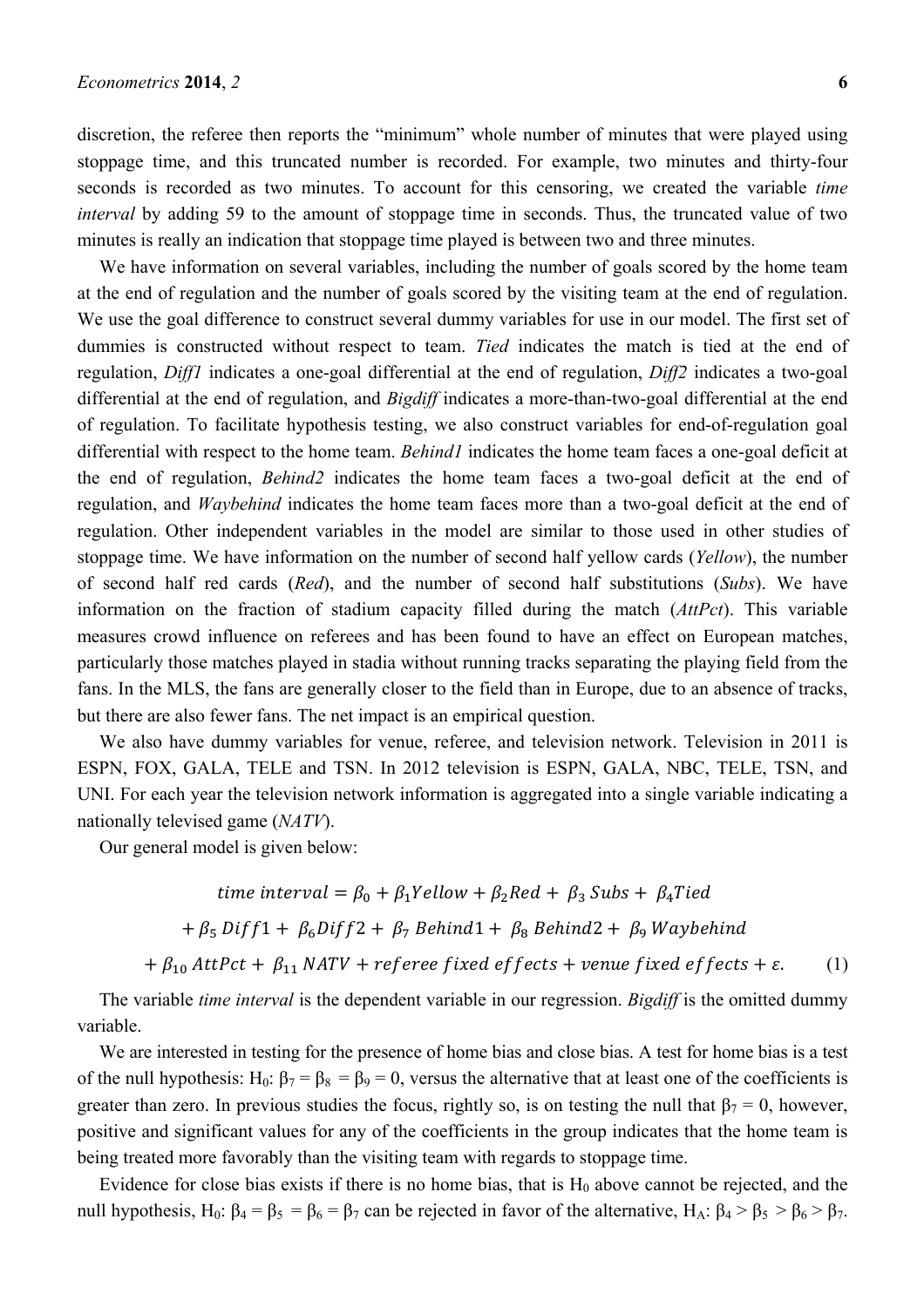discretion, the referee then reports the "minimum" whole number of minutes that were played using stoppage time, and this truncated number is recorded. For example, two minutes and thirty-four seconds is recorded as two minutes. To account for this censoring, we created the variable *time interval* by adding 59 to the amount of stoppage time in seconds. Thus, the truncated value of two minutes is really an indication that stoppage time played is between two and three minutes.

We have information on several variables, including the number of goals scored by the home team at the end of regulation and the number of goals scored by the visiting team at the end of regulation. We use the goal difference to construct several dummy variables for use in our model. The first set of dummies is constructed without respect to team. *Tied* indicates the match is tied at the end of regulation, *Diff1* indicates a one-goal differential at the end of regulation, *Diff2* indicates a two-goal differential at the end of regulation, and *Bigdiff* indicates a more-than-two-goal differential at the end of regulation. To facilitate hypothesis testing, we also construct variables for end-of-regulation goal differential with respect to the home team. *Behind1* indicates the home team faces a one-goal deficit at the end of regulation, *Behind2* indicates the home team faces a two-goal deficit at the end of regulation, and *Waybehind* indicates the home team faces more than a two-goal deficit at the end of regulation. Other independent variables in the model are similar to those used in other studies of stoppage time. We have information on the number of second half yellow cards (*Yellow*), the number of second half red cards (*Red*), and the number of second half substitutions (*Subs*). We have information on the fraction of stadium capacity filled during the match (*AttPct*). This variable measures crowd influence on referees and has been found to have an effect on European matches, particularly those matches played in stadia without running tracks separating the playing field from the fans. In the MLS, the fans are generally closer to the field than in Europe, due to an absence of tracks, but there are also fewer fans. The net impact is an empirical question.

We also have dummy variables for venue, referee, and television network. Television in 2011 is ESPN, FOX, GALA, TELE and TSN. In 2012 television is ESPN, GALA, NBC, TELE, TSN, and UNI. For each year the television network information is aggregated into a single variable indicating a nationally televised game (*NATV*).

Our general model is given below:

$$\begin{aligned} time\ interval &= \beta_0 + \beta_1 Yellow + \beta_2 Red + \beta_3\ Subs + \beta_4 Tied \\ &+ \beta_5\ Diff1 + \beta_6 Diff2 + \beta_7\ Behind1 + \beta_8\ Behind2 + \beta_9\ Waybehind \\ &+ \beta_{10}\ AttPct + \beta_{11}\ NATV + referee\ fixed\ effects + venue\ fixed\ effects + \varepsilon. \end{aligned} \tag{1}$$

The variable *time interval* is the dependent variable in our regression. *Bigdiff* is the omitted dummy variable.

We are interested in testing for the presence of home bias and close bias. A test for home bias is a test of the null hypothesis: $H_0$: $\beta_7 = \beta_8 = \beta_9 = 0$, versus the alternative that at least one of the coefficients is greater than zero. In previous studies the focus, rightly so, is on testing the null that $\beta_7 = 0$, however, positive and significant values for any of the coefficients in the group indicates that the home team is being treated more favorably than the visiting team with regards to stoppage time.

Evidence for close bias exists if there is no home bias, that is $H_0$ above cannot be rejected, and the null hypothesis, $H_0$: $\beta_4 = \beta_5 = \beta_6 = \beta_7$ can be rejected in favor of the alternative, $H_A$: $\beta_4 > \beta_5 > \beta_6 > \beta_7$.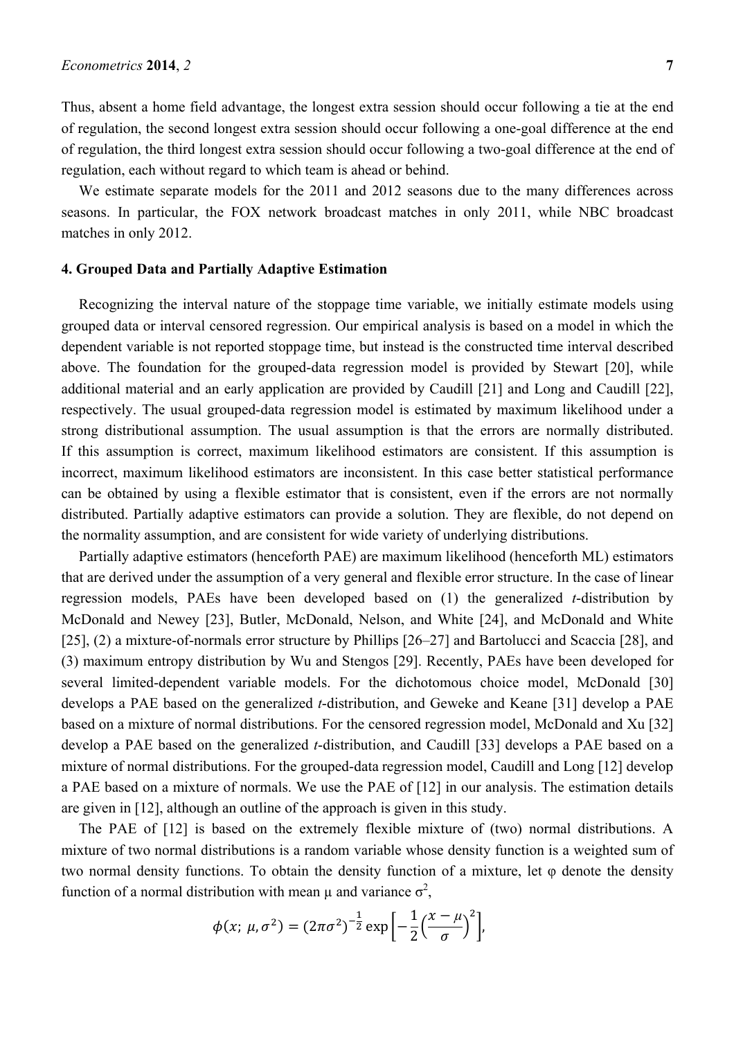Thus, absent a home field advantage, the longest extra session should occur following a tie at the end of regulation, the second longest extra session should occur following a one-goal difference at the end of regulation, the third longest extra session should occur following a two-goal difference at the end of regulation, each without regard to which team is ahead or behind.

We estimate separate models for the 2011 and 2012 seasons due to the many differences across seasons. In particular, the FOX network broadcast matches in only 2011, while NBC broadcast matches in only 2012.

## 4. Grouped Data and Partially Adaptive Estimation

Recognizing the interval nature of the stoppage time variable, we initially estimate models using grouped data or interval censored regression. Our empirical analysis is based on a model in which the dependent variable is not reported stoppage time, but instead is the constructed time interval described above. The foundation for the grouped-data regression model is provided by Stewart [20], while additional material and an early application are provided by Caudill [21] and Long and Caudill [22], respectively. The usual grouped-data regression model is estimated by maximum likelihood under a strong distributional assumption. The usual assumption is that the errors are normally distributed. If this assumption is correct, maximum likelihood estimators are consistent. If this assumption is incorrect, maximum likelihood estimators are inconsistent. In this case better statistical performance can be obtained by using a flexible estimator that is consistent, even if the errors are not normally distributed. Partially adaptive estimators can provide a solution. They are flexible, do not depend on the normality assumption, and are consistent for wide variety of underlying distributions.

Partially adaptive estimators (henceforth PAE) are maximum likelihood (henceforth ML) estimators that are derived under the assumption of a very general and flexible error structure. In the case of linear regression models, PAEs have been developed based on (1) the generalized *t*-distribution by McDonald and Newey [23], Butler, McDonald, Nelson, and White [24], and McDonald and White [25], (2) a mixture-of-normals error structure by Phillips [26–27] and Bartolucci and Scaccia [28], and (3) maximum entropy distribution by Wu and Stengos [29]. Recently, PAEs have been developed for several limited-dependent variable models. For the dichotomous choice model, McDonald [30] develops a PAE based on the generalized *t*-distribution, and Geweke and Keane [31] develop a PAE based on a mixture of normal distributions. For the censored regression model, McDonald and Xu [32] develop a PAE based on the generalized *t*-distribution, and Caudill [33] develops a PAE based on a mixture of normal distributions. For the grouped-data regression model, Caudill and Long [12] develop a PAE based on a mixture of normals. We use the PAE of [12] in our analysis. The estimation details are given in [12], although an outline of the approach is given in this study.

The PAE of [12] is based on the extremely flexible mixture of (two) normal distributions. A mixture of two normal distributions is a random variable whose density function is a weighted sum of two normal density functions. To obtain the density function of a mixture, let φ denote the density function of a normal distribution with mean μ and variance $\sigma^2$,

$$\phi(x;\, \mu, \sigma^2) = (2\pi\sigma^2)^{-\frac{1}{2}} \exp\left[-\frac{1}{2}\left(\frac{x-\mu}{\sigma}\right)^2\right],$$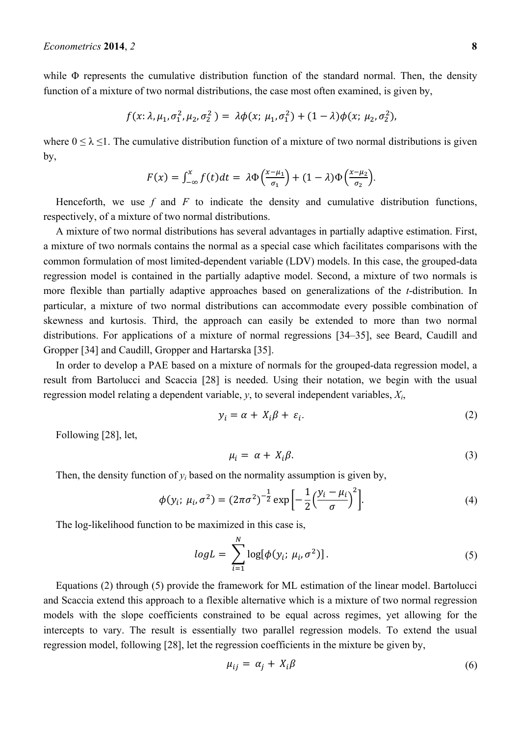while $\Phi$ represents the cumulative distribution function of the standard normal. Then, the density function of a mixture of two normal distributions, the case most often examined, is given by,

$$f(x: \lambda, \mu_1, \sigma_1^2, \mu_2, \sigma_2^2) = \lambda\phi(x;\, \mu_1, \sigma_1^2) + (1-\lambda)\phi(x;\, \mu_2, \sigma_2^2),$$

where $0 \leq \lambda \leq 1$. The cumulative distribution function of a mixture of two normal distributions is given by,

$$F(x) = \int_{-\infty}^{x} f(t)dt = \lambda\Phi\left(\frac{x-\mu_1}{\sigma_1}\right) + (1-\lambda)\Phi\left(\frac{x-\mu_2}{\sigma_2}\right).$$

Henceforth, we use $f$ and $F$ to indicate the density and cumulative distribution functions, respectively, of a mixture of two normal distributions.

A mixture of two normal distributions has several advantages in partially adaptive estimation. First, a mixture of two normals contains the normal as a special case which facilitates comparisons with the common formulation of most limited-dependent variable (LDV) models. In this case, the grouped-data regression model is contained in the partially adaptive model. Second, a mixture of two normals is more flexible than partially adaptive approaches based on generalizations of the *t*-distribution. In particular, a mixture of two normal distributions can accommodate every possible combination of skewness and kurtosis. Third, the approach can easily be extended to more than two normal distributions. For applications of a mixture of normal regressions [34–35], see Beard, Caudill and Gropper [34] and Caudill, Gropper and Hartarska [35].

In order to develop a PAE based on a mixture of normals for the grouped-data regression model, a result from Bartolucci and Scaccia [28] is needed. Using their notation, we begin with the usual regression model relating a dependent variable, $y$, to several independent variables, $X_i$,

$$y_i = \alpha + X_i\beta + \varepsilon_i. \tag{2}$$

Following [28], let,

$$\mu_i = \alpha + X_i\beta. \tag{3}$$

Then, the density function of $y_i$ based on the normality assumption is given by,

$$\phi(y_i;\, \mu_i, \sigma^2) = (2\pi\sigma^2)^{-\frac{1}{2}} \exp\left[-\frac{1}{2}\left(\frac{y_i-\mu_i}{\sigma}\right)^2\right]. \tag{4}$$

The log-likelihood function to be maximized in this case is,

$$logL = \sum_{i=1}^{N} \log[\phi(y_i;\, \mu_i, \sigma^2)]. \tag{5}$$

Equations (2) through (5) provide the framework for ML estimation of the linear model. Bartolucci and Scaccia extend this approach to a flexible alternative which is a mixture of two normal regression models with the slope coefficients constrained to be equal across regimes, yet allowing for the intercepts to vary. The result is essentially two parallel regression models. To extend the usual regression model, following [28], let the regression coefficients in the mixture be given by,

$$\mu_{ij} = \alpha_j + X_i\beta \tag{6}$$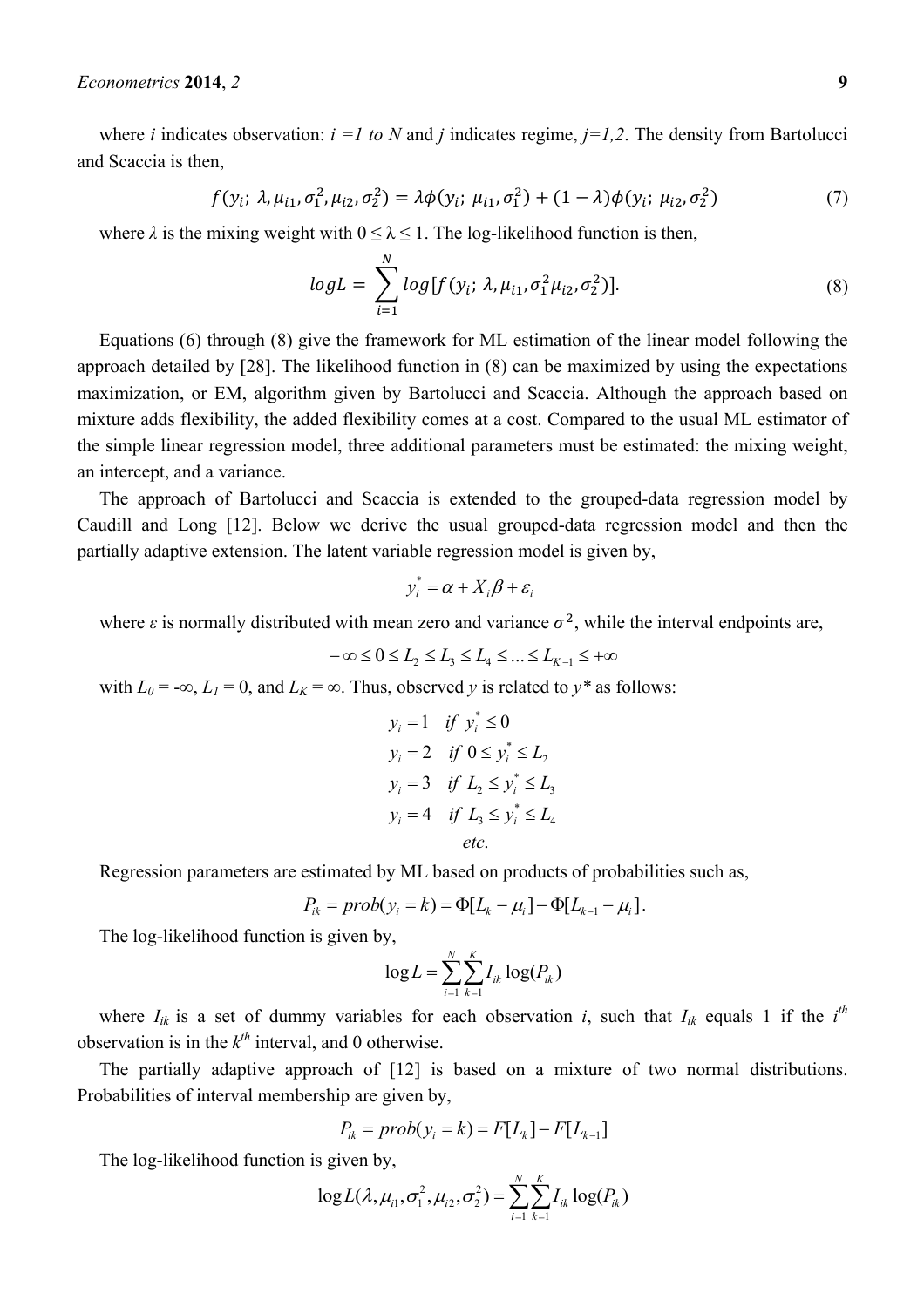where $i$ indicates observation: $i = 1$ to $N$ and $j$ indicates regime, $j=1,2$. The density from Bartolucci and Scaccia is then,

$$f(y_i;\ \lambda, \mu_{i1}, \sigma_1^2, \mu_{i2}, \sigma_2^2) = \lambda\phi(y_i;\ \mu_{i1}, \sigma_1^2) + (1-\lambda)\phi(y_i;\ \mu_{i2}, \sigma_2^2) \tag{7}$$

where $\lambda$ is the mixing weight with $0 \leq \lambda \leq 1$. The log-likelihood function is then,

$$logL = \sum_{i=1}^{N} log[f(y_i;\ \lambda, \mu_{i1}, \sigma_1^2 \mu_{i2}, \sigma_2^2)]. \tag{8}$$

Equations (6) through (8) give the framework for ML estimation of the linear model following the approach detailed by [28]. The likelihood function in (8) can be maximized by using the expectations maximization, or EM, algorithm given by Bartolucci and Scaccia. Although the approach based on mixture adds flexibility, the added flexibility comes at a cost. Compared to the usual ML estimator of the simple linear regression model, three additional parameters must be estimated: the mixing weight, an intercept, and a variance.

The approach of Bartolucci and Scaccia is extended to the grouped-data regression model by Caudill and Long [12]. Below we derive the usual grouped-data regression model and then the partially adaptive extension. The latent variable regression model is given by,

$$y_i^* = \alpha + X_i\beta + \varepsilon_i$$

where $\varepsilon$ is normally distributed with mean zero and variance $\sigma^2$, while the interval endpoints are,

$$-\infty \leq 0 \leq L_2 \leq L_3 \leq L_4 \leq \ldots \leq L_{K-1} \leq +\infty$$

with $L_0 = -\infty$, $L_1 = 0$, and $L_K = \infty$. Thus, observed $y$ is related to $y^*$ as follows:

$$\begin{aligned}
y_i &= 1 \quad if\ y_i^* \leq 0 \\
y_i &= 2 \quad if\ 0 \leq y_i^* \leq L_2 \\
y_i &= 3 \quad if\ L_2 \leq y_i^* \leq L_3 \\
y_i &= 4 \quad if\ L_3 \leq y_i^* \leq L_4 \\
& \quad etc.
\end{aligned}$$

Regression parameters are estimated by ML based on products of probabilities such as,

$$P_{ik} = prob(y_i = k) = \Phi[L_k - \mu_i] - \Phi[L_{k-1} - \mu_i].$$

The log-likelihood function is given by,

$$\log L = \sum_{i=1}^{N}\sum_{k=1}^{K} I_{ik} \log(P_{ik})$$

where $I_{ik}$ is a set of dummy variables for each observation $i$, such that $I_{ik}$ equals 1 if the $i^{th}$ observation is in the $k^{th}$ interval, and 0 otherwise.

The partially adaptive approach of [12] is based on a mixture of two normal distributions. Probabilities of interval membership are given by,

$$P_{ik} = prob(y_i = k) = F[L_k] - F[L_{k-1}]$$

The log-likelihood function is given by,

$$\log L(\lambda, \mu_{i1}, \sigma_1^2, \mu_{i2}, \sigma_2^2) = \sum_{i=1}^{N}\sum_{k=1}^{K} I_{ik} \log(P_{ik})$$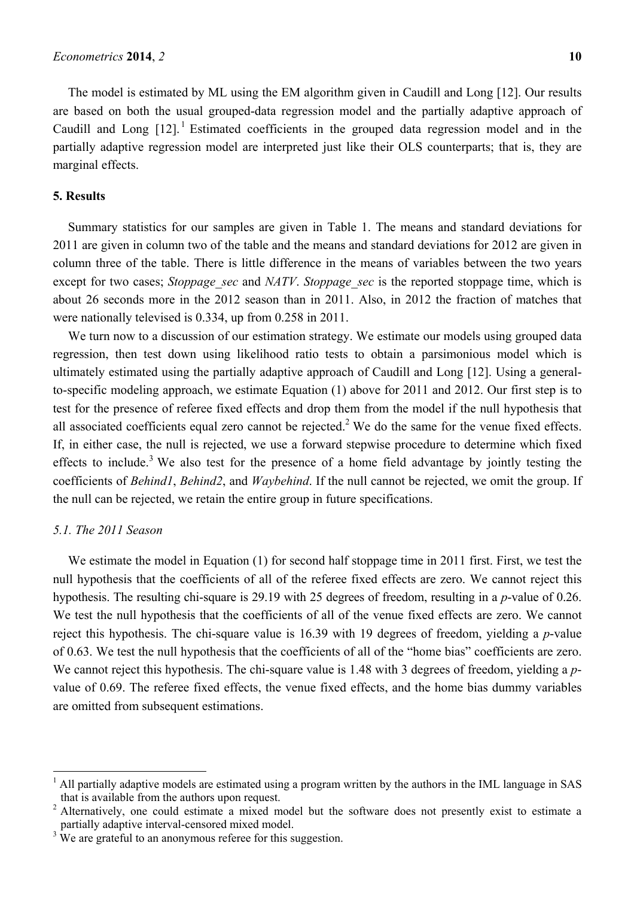The model is estimated by ML using the EM algorithm given in Caudill and Long [12]. Our results are based on both the usual grouped-data regression model and the partially adaptive approach of Caudill and Long [12].[1] Estimated coefficients in the grouped data regression model and in the partially adaptive regression model are interpreted just like their OLS counterparts; that is, they are marginal effects.

## 5. Results

Summary statistics for our samples are given in Table 1. The means and standard deviations for 2011 are given in column two of the table and the means and standard deviations for 2012 are given in column three of the table. There is little difference in the means of variables between the two years except for two cases; *Stoppage_sec* and *NATV*. *Stoppage_sec* is the reported stoppage time, which is about 26 seconds more in the 2012 season than in 2011. Also, in 2012 the fraction of matches that were nationally televised is 0.334, up from 0.258 in 2011.

We turn now to a discussion of our estimation strategy. We estimate our models using grouped data regression, then test down using likelihood ratio tests to obtain a parsimonious model which is ultimately estimated using the partially adaptive approach of Caudill and Long [12]. Using a general-to-specific modeling approach, we estimate Equation (1) above for 2011 and 2012. Our first step is to test for the presence of referee fixed effects and drop them from the model if the null hypothesis that all associated coefficients equal zero cannot be rejected.[2] We do the same for the venue fixed effects. If, in either case, the null is rejected, we use a forward stepwise procedure to determine which fixed effects to include.[3] We also test for the presence of a home field advantage by jointly testing the coefficients of *Behind1*, *Behind2*, and *Waybehind*. If the null cannot be rejected, we omit the group. If the null can be rejected, we retain the entire group in future specifications.

### 5.1. The 2011 Season

We estimate the model in Equation (1) for second half stoppage time in 2011 first. First, we test the null hypothesis that the coefficients of all of the referee fixed effects are zero. We cannot reject this hypothesis. The resulting chi-square is 29.19 with 25 degrees of freedom, resulting in a *p*-value of 0.26. We test the null hypothesis that the coefficients of all of the venue fixed effects are zero. We cannot reject this hypothesis. The chi-square value is 16.39 with 19 degrees of freedom, yielding a *p*-value of 0.63. We test the null hypothesis that the coefficients of all of the "home bias" coefficients are zero. We cannot reject this hypothesis. The chi-square value is 1.48 with 3 degrees of freedom, yielding a *p*-value of 0.69. The referee fixed effects, the venue fixed effects, and the home bias dummy variables are omitted from subsequent estimations.

---

[1] All partially adaptive models are estimated using a program written by the authors in the IML language in SAS that is available from the authors upon request.

[2] Alternatively, one could estimate a mixed model but the software does not presently exist to estimate a partially adaptive interval-censored mixed model.

[3] We are grateful to an anonymous referee for this suggestion.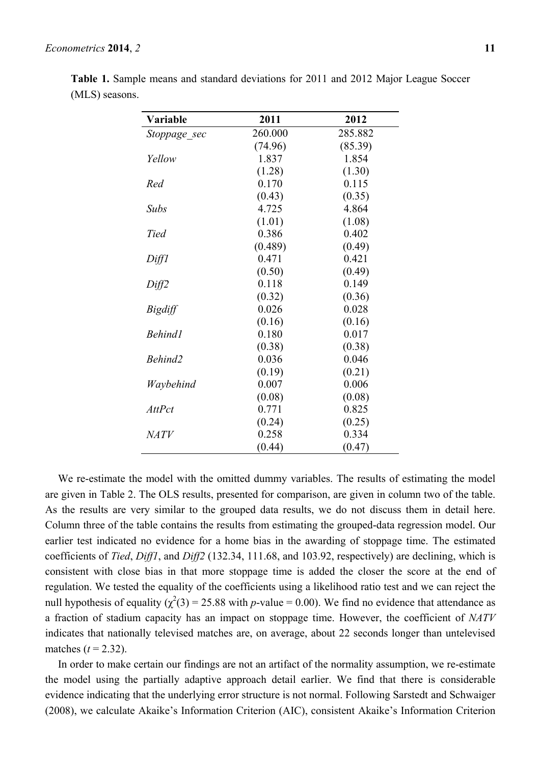**Table 1.** Sample means and standard deviations for 2011 and 2012 Major League Soccer (MLS) seasons.

| Variable | 2011 | 2012 |
|---|---|---|
| *Stoppage_sec* | 260.000 | 285.882 |
| | (74.96) | (85.39) |
| *Yellow* | 1.837 | 1.854 |
| | (1.28) | (1.30) |
| *Red* | 0.170 | 0.115 |
| | (0.43) | (0.35) |
| *Subs* | 4.725 | 4.864 |
| | (1.01) | (1.08) |
| *Tied* | 0.386 | 0.402 |
| | (0.489) | (0.49) |
| *Diff1* | 0.471 | 0.421 |
| | (0.50) | (0.49) |
| *Diff2* | 0.118 | 0.149 |
| | (0.32) | (0.36) |
| *Bigdiff* | 0.026 | 0.028 |
| | (0.16) | (0.16) |
| *Behind1* | 0.180 | 0.017 |
| | (0.38) | (0.38) |
| *Behind2* | 0.036 | 0.046 |
| | (0.19) | (0.21) |
| *Waybehind* | 0.007 | 0.006 |
| | (0.08) | (0.08) |
| *AttPct* | 0.771 | 0.825 |
| | (0.24) | (0.25) |
| *NATV* | 0.258 | 0.334 |
| | (0.44) | (0.47) |

We re-estimate the model with the omitted dummy variables. The results of estimating the model are given in Table 2. The OLS results, presented for comparison, are given in column two of the table. As the results are very similar to the grouped data results, we do not discuss them in detail here. Column three of the table contains the results from estimating the grouped-data regression model. Our earlier test indicated no evidence for a home bias in the awarding of stoppage time. The estimated coefficients of *Tied*, *Diff1*, and *Diff2* (132.34, 111.68, and 103.92, respectively) are declining, which is consistent with close bias in that more stoppage time is added the closer the score at the end of regulation. We tested the equality of the coefficients using a likelihood ratio test and we can reject the null hypothesis of equality ($\chi^2(3) = 25.88$ with $p$-value = 0.00). We find no evidence that attendance as a fraction of stadium capacity has an impact on stoppage time. However, the coefficient of *NATV* indicates that nationally televised matches are, on average, about 22 seconds longer than untelevised matches ($t = 2.32$).

In order to make certain our findings are not an artifact of the normality assumption, we re-estimate the model using the partially adaptive approach detail earlier. We find that there is considerable evidence indicating that the underlying error structure is not normal. Following Sarstedt and Schwaiger (2008), we calculate Akaike's Information Criterion (AIC), consistent Akaike's Information Criterion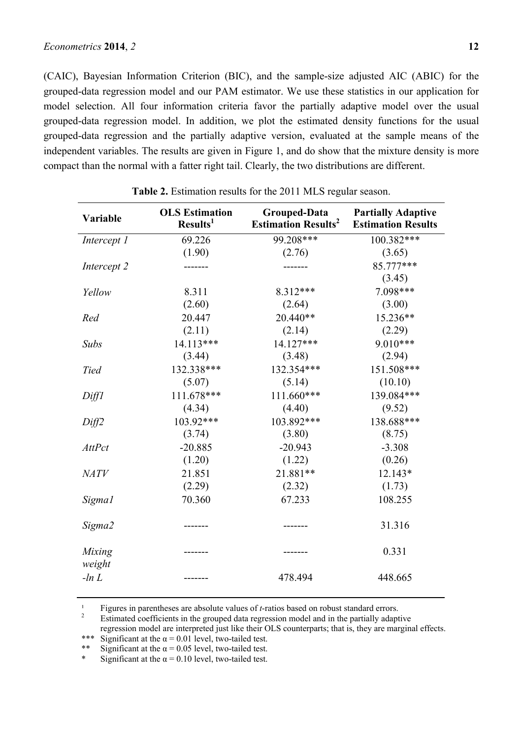(CAIC), Bayesian Information Criterion (BIC), and the sample-size adjusted AIC (ABIC) for the grouped-data regression model and our PAM estimator. We use these statistics in our application for model selection. All four information criteria favor the partially adaptive model over the usual grouped-data regression model. In addition, we plot the estimated density functions for the usual grouped-data regression and the partially adaptive version, evaluated at the sample means of the independent variables. The results are given in Figure 1, and do show that the mixture density is more compact than the normal with a fatter right tail. Clearly, the two distributions are different.

**Table 2.** Estimation results for the 2011 MLS regular season.

| Variable | OLS Estimation Results[1] | Grouped-Data Estimation Results[2] | Partially Adaptive Estimation Results |
|---|---|---|---|
| *Intercept 1* | 69.226 | 99.208*** | 100.382*** |
| | (1.90) | (2.76) | (3.65) |
| *Intercept 2* | ------- | ------- | 85.777*** |
| | | | (3.45) |
| *Yellow* | 8.311 | 8.312*** | 7.098*** |
| | (2.60) | (2.64) | (3.00) |
| *Red* | 20.447 | 20.440** | 15.236** |
| | (2.11) | (2.14) | (2.29) |
| *Subs* | 14.113*** | 14.127*** | 9.010*** |
| | (3.44) | (3.48) | (2.94) |
| *Tied* | 132.338*** | 132.354*** | 151.508*** |
| | (5.07) | (5.14) | (10.10) |
| *Diff1* | 111.678*** | 111.660*** | 139.084*** |
| | (4.34) | (4.40) | (9.52) |
| *Diff2* | 103.92*** | 103.892*** | 138.688*** |
| | (3.74) | (3.80) | (8.75) |
| *AttPct* | -20.885 | -20.943 | -3.308 |
| | (1.20) | (1.22) | (0.26) |
| *NATV* | 21.851 | 21.881** | 12.143* |
| | (2.29) | (2.32) | (1.73) |
| *Sigma1* | 70.360 | 67.233 | 108.255 |
| *Sigma2* | ------- | ------- | 31.316 |
| *Mixing weight* | ------- | ------- | 0.331 |
| *-ln L* | ------- | 478.494 | 448.665 |

[1] Figures in parentheses are absolute values of *t*-ratios based on robust standard errors.
[2] Estimated coefficients in the grouped data regression model and in the partially adaptive regression model are interpreted just like their OLS counterparts; that is, they are marginal effects.
*** Significant at the $\alpha = 0.01$ level, two-tailed test.
** Significant at the $\alpha = 0.05$ level, two-tailed test.
* Significant at the $\alpha = 0.10$ level, two-tailed test.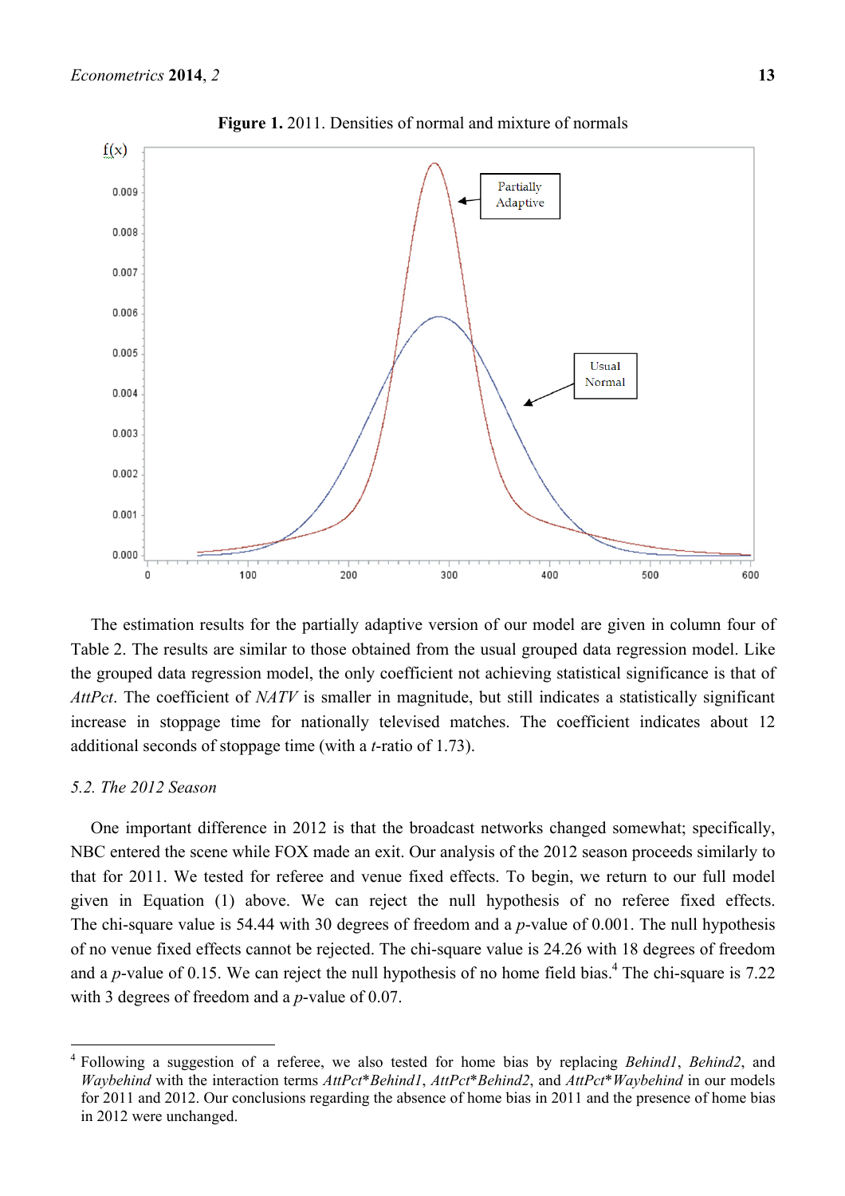**Figure 1.** 2011. Densities of normal and mixture of normals

The estimation results for the partially adaptive version of our model are given in column four of Table 2. The results are similar to those obtained from the usual grouped data regression model. Like the grouped data regression model, the only coefficient not achieving statistical significance is that of *AttPct*. The coefficient of *NATV* is smaller in magnitude, but still indicates a statistically significant increase in stoppage time for nationally televised matches. The coefficient indicates about 12 additional seconds of stoppage time (with a *t*-ratio of 1.73).

### 5.2. The 2012 Season

One important difference in 2012 is that the broadcast networks changed somewhat; specifically, NBC entered the scene while FOX made an exit. Our analysis of the 2012 season proceeds similarly to that for 2011. We tested for referee and venue fixed effects. To begin, we return to our full model given in Equation (1) above. We can reject the null hypothesis of no referee fixed effects. The chi-square value is 54.44 with 30 degrees of freedom and a *p*-value of 0.001. The null hypothesis of no venue fixed effects cannot be rejected. The chi-square value is 24.26 with 18 degrees of freedom and a *p*-value of 0.15. We can reject the null hypothesis of no home field bias.[4] The chi-square is 7.22 with 3 degrees of freedom and a *p*-value of 0.07.

[4] Following a suggestion of a referee, we also tested for home bias by replacing *Behind1*, *Behind2*, and *Waybehind* with the interaction terms *AttPct\*Behind1*, *AttPct\*Behind2*, and *AttPct\*Waybehind* in our models for 2011 and 2012. Our conclusions regarding the absence of home bias in 2011 and the presence of home bias in 2012 were unchanged.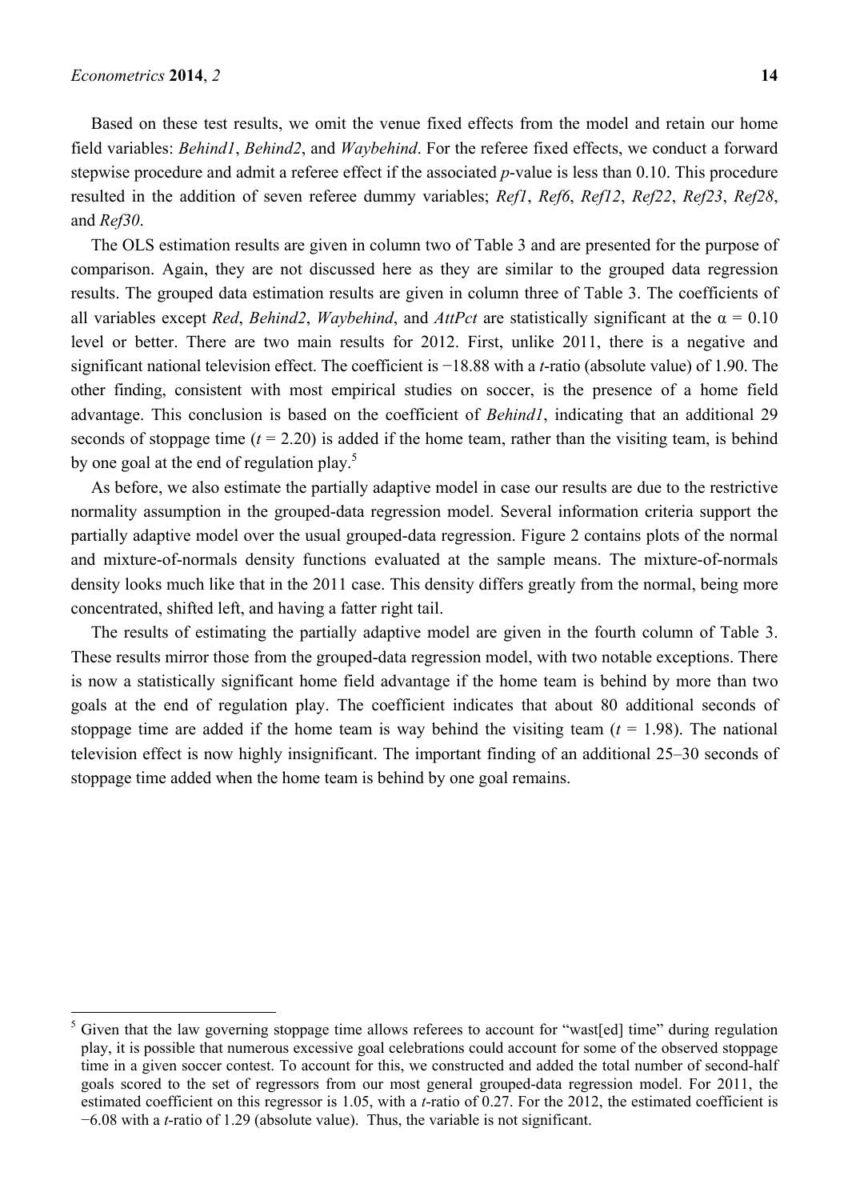Based on these test results, we omit the venue fixed effects from the model and retain our home field variables: *Behind1*, *Behind2*, and *Waybehind*. For the referee fixed effects, we conduct a forward stepwise procedure and admit a referee effect if the associated *p*-value is less than 0.10. This procedure resulted in the addition of seven referee dummy variables; *Ref1*, *Ref6*, *Ref12*, *Ref22*, *Ref23*, *Ref28*, and *Ref30*.

The OLS estimation results are given in column two of Table 3 and are presented for the purpose of comparison. Again, they are not discussed here as they are similar to the grouped data regression results. The grouped data estimation results are given in column three of Table 3. The coefficients of all variables except *Red*, *Behind2*, *Waybehind*, and *AttPct* are statistically significant at the $\alpha = 0.10$ level or better. There are two main results for 2012. First, unlike 2011, there is a negative and significant national television effect. The coefficient is −18.88 with a *t*-ratio (absolute value) of 1.90. The other finding, consistent with most empirical studies on soccer, is the presence of a home field advantage. This conclusion is based on the coefficient of *Behind1*, indicating that an additional 29 seconds of stoppage time ($t = 2.20$) is added if the home team, rather than the visiting team, is behind by one goal at the end of regulation play.[5]

As before, we also estimate the partially adaptive model in case our results are due to the restrictive normality assumption in the grouped-data regression model. Several information criteria support the partially adaptive model over the usual grouped-data regression. Figure 2 contains plots of the normal and mixture-of-normals density functions evaluated at the sample means. The mixture-of-normals density looks much like that in the 2011 case. This density differs greatly from the normal, being more concentrated, shifted left, and having a fatter right tail.

The results of estimating the partially adaptive model are given in the fourth column of Table 3. These results mirror those from the grouped-data regression model, with two notable exceptions. There is now a statistically significant home field advantage if the home team is behind by more than two goals at the end of regulation play. The coefficient indicates that about 80 additional seconds of stoppage time are added if the home team is way behind the visiting team ($t = 1.98$). The national television effect is now highly insignificant. The important finding of an additional 25–30 seconds of stoppage time added when the home team is behind by one goal remains.

---

[5] Given that the law governing stoppage time allows referees to account for "wast[ed] time" during regulation play, it is possible that numerous excessive goal celebrations could account for some of the observed stoppage time in a given soccer contest. To account for this, we constructed and added the total number of second-half goals scored to the set of regressors from our most general grouped-data regression model. For 2011, the estimated coefficient on this regressor is 1.05, with a *t*-ratio of 0.27. For the 2012, the estimated coefficient is −6.08 with a *t*-ratio of 1.29 (absolute value). Thus, the variable is not significant.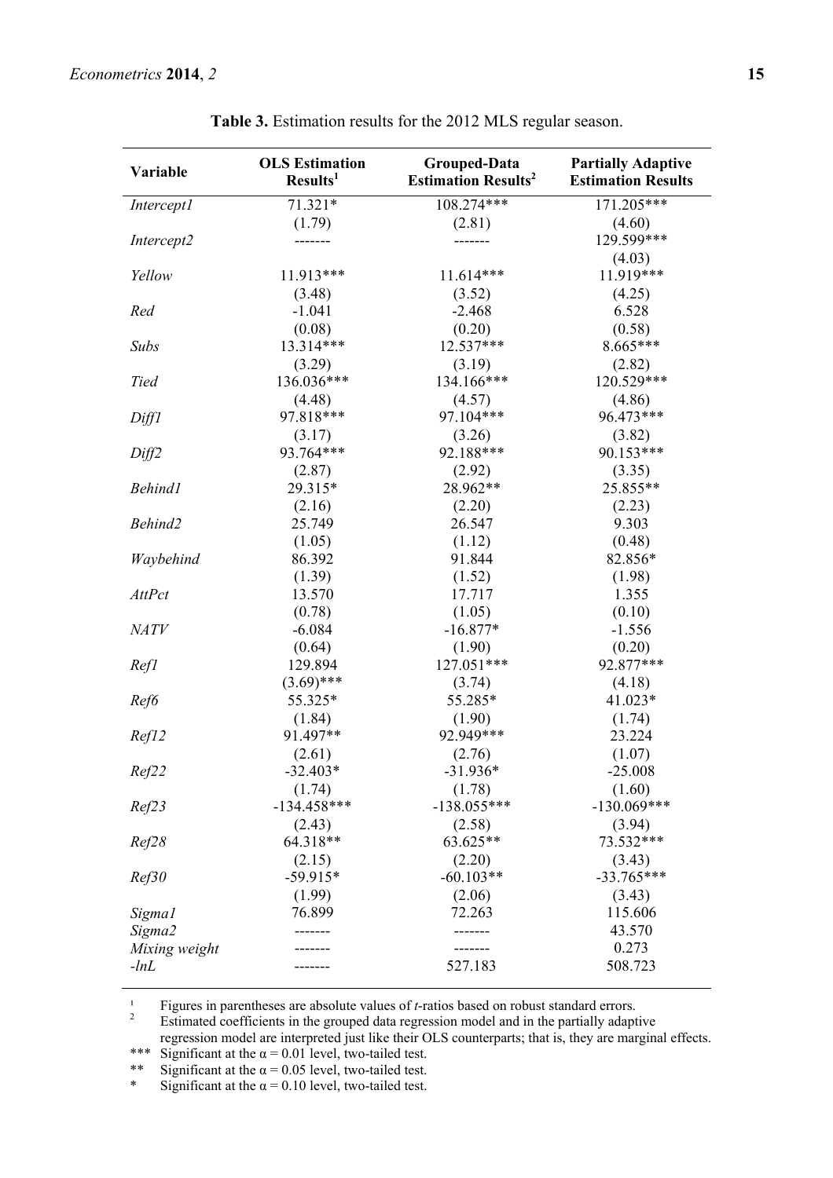**Table 3.** Estimation results for the 2012 MLS regular season.

| Variable | OLS Estimation Results[1] | Grouped-Data Estimation Results[2] | Partially Adaptive Estimation Results |
|---|---|---|---|
| *Intercept1* | 71.321* | 108.274*** | 171.205*** |
| | (1.79) | (2.81) | (4.60) |
| *Intercept2* | ------- | ------- | 129.599*** |
| | | | (4.03) |
| *Yellow* | 11.913*** | 11.614*** | 11.919*** |
| | (3.48) | (3.52) | (4.25) |
| *Red* | -1.041 | -2.468 | 6.528 |
| | (0.08) | (0.20) | (0.58) |
| *Subs* | 13.314*** | 12.537*** | 8.665*** |
| | (3.29) | (3.19) | (2.82) |
| *Tied* | 136.036*** | 134.166*** | 120.529*** |
| | (4.48) | (4.57) | (4.86) |
| *Diff1* | 97.818*** | 97.104*** | 96.473*** |
| | (3.17) | (3.26) | (3.82) |
| *Diff2* | 93.764*** | 92.188*** | 90.153*** |
| | (2.87) | (2.92) | (3.35) |
| *Behind1* | 29.315* | 28.962** | 25.855** |
| | (2.16) | (2.20) | (2.23) |
| *Behind2* | 25.749 | 26.547 | 9.303 |
| | (1.05) | (1.12) | (0.48) |
| *Waybehind* | 86.392 | 91.844 | 82.856* |
| | (1.39) | (1.52) | (1.98) |
| *AttPct* | 13.570 | 17.717 | 1.355 |
| | (0.78) | (1.05) | (0.10) |
| *NATV* | -6.084 | -16.877* | -1.556 |
| | (0.64) | (1.90) | (0.20) |
| *Ref1* | 129.894 | 127.051*** | 92.877*** |
| | (3.69)*** | (3.74) | (4.18) |
| *Ref6* | 55.325* | 55.285* | 41.023* |
| | (1.84) | (1.90) | (1.74) |
| *Ref12* | 91.497** | 92.949*** | 23.224 |
| | (2.61) | (2.76) | (1.07) |
| *Ref22* | -32.403* | -31.936* | -25.008 |
| | (1.74) | (1.78) | (1.60) |
| *Ref23* | -134.458*** | -138.055*** | -130.069*** |
| | (2.43) | (2.58) | (3.94) |
| *Ref28* | 64.318** | 63.625** | 73.532*** |
| | (2.15) | (2.20) | (3.43) |
| *Ref30* | -59.915* | -60.103** | -33.765*** |
| | (1.99) | (2.06) | (3.43) |
| *Sigma1* | 76.899 | 72.263 | 115.606 |
| *Sigma2* | ------- | ------- | 43.570 |
| *Mixing weight* | ------- | ------- | 0.273 |
| *-lnL* | ------- | 527.183 | 508.723 |

[1] Figures in parentheses are absolute values of *t*-ratios based on robust standard errors.
[2] Estimated coefficients in the grouped data regression model and in the partially adaptive regression model are interpreted just like their OLS counterparts; that is, they are marginal effects.
*** Significant at the $\alpha = 0.01$ level, two-tailed test.
** Significant at the $\alpha = 0.05$ level, two-tailed test.
* Significant at the $\alpha = 0.10$ level, two-tailed test.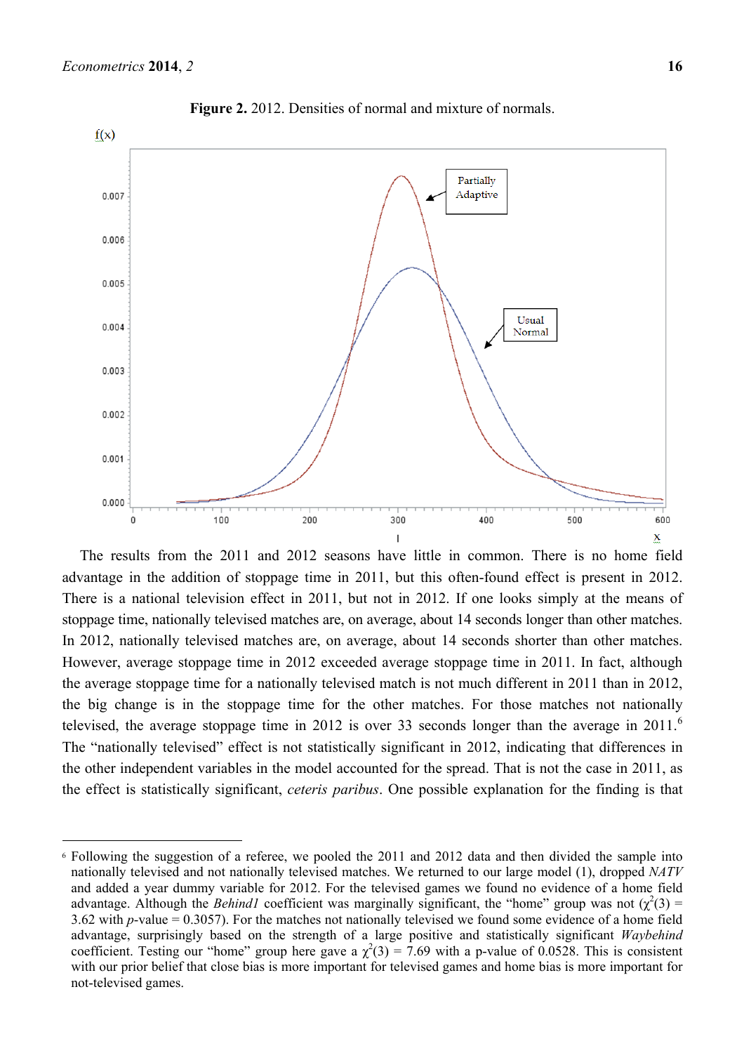**Figure 2.** 2012. Densities of normal and mixture of normals.

The results from the 2011 and 2012 seasons have little in common. There is no home field advantage in the addition of stoppage time in 2011, but this often-found effect is present in 2012. There is a national television effect in 2011, but not in 2012. If one looks simply at the means of stoppage time, nationally televised matches are, on average, about 14 seconds longer than other matches. In 2012, nationally televised matches are, on average, about 14 seconds shorter than other matches. However, average stoppage time in 2012 exceeded average stoppage time in 2011. In fact, although the average stoppage time for a nationally televised match is not much different in 2011 than in 2012, the big change is in the stoppage time for the other matches. For those matches not nationally televised, the average stoppage time in 2012 is over 33 seconds longer than the average in 2011.[6] The "nationally televised" effect is not statistically significant in 2012, indicating that differences in the other independent variables in the model accounted for the spread. That is not the case in 2011, as the effect is statistically significant, *ceteris paribus*. One possible explanation for the finding is that

---

[6] Following the suggestion of a referee, we pooled the 2011 and 2012 data and then divided the sample into nationally televised and not nationally televised matches. We returned to our large model (1), dropped *NATV* and added a year dummy variable for 2012. For the televised games we found no evidence of a home field advantage. Although the *Behind1* coefficient was marginally significant, the "home" group was not ($\chi^2(3)$ = 3.62 with *p*-value = 0.3057). For the matches not nationally televised we found some evidence of a home field advantage, surprisingly based on the strength of a large positive and statistically significant *Waybehind* coefficient. Testing our "home" group here gave a $\chi^2(3)$ = 7.69 with a p-value of 0.0528. This is consistent with our prior belief that close bias is more important for televised games and home bias is more important for not-televised games.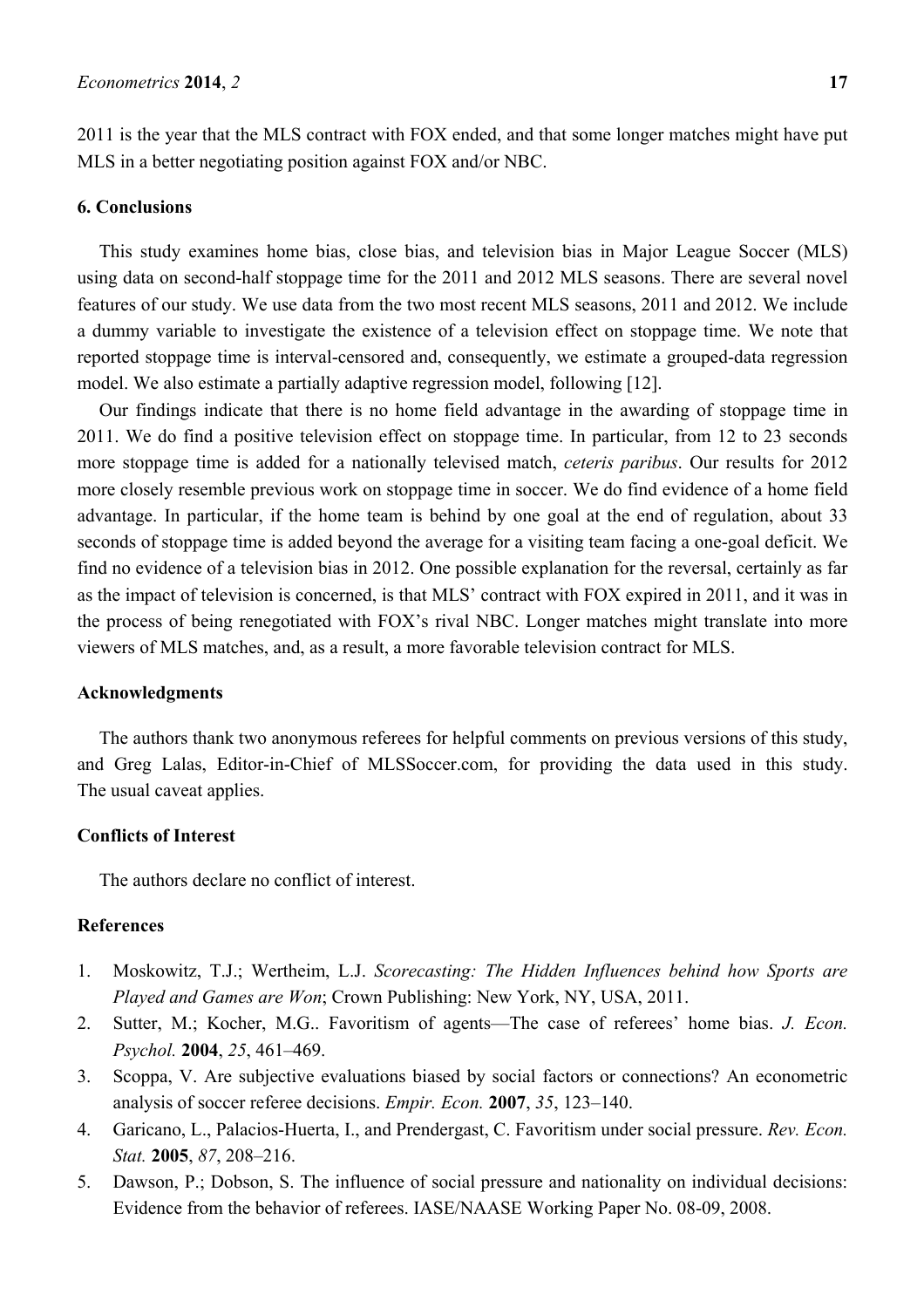2011 is the year that the MLS contract with FOX ended, and that some longer matches might have put MLS in a better negotiating position against FOX and/or NBC.

## 6. Conclusions

This study examines home bias, close bias, and television bias in Major League Soccer (MLS) using data on second-half stoppage time for the 2011 and 2012 MLS seasons. There are several novel features of our study. We use data from the two most recent MLS seasons, 2011 and 2012. We include a dummy variable to investigate the existence of a television effect on stoppage time. We note that reported stoppage time is interval-censored and, consequently, we estimate a grouped-data regression model. We also estimate a partially adaptive regression model, following [12].

Our findings indicate that there is no home field advantage in the awarding of stoppage time in 2011. We do find a positive television effect on stoppage time. In particular, from 12 to 23 seconds more stoppage time is added for a nationally televised match, *ceteris paribus*. Our results for 2012 more closely resemble previous work on stoppage time in soccer. We do find evidence of a home field advantage. In particular, if the home team is behind by one goal at the end of regulation, about 33 seconds of stoppage time is added beyond the average for a visiting team facing a one-goal deficit. We find no evidence of a television bias in 2012. One possible explanation for the reversal, certainly as far as the impact of television is concerned, is that MLS' contract with FOX expired in 2011, and it was in the process of being renegotiated with FOX's rival NBC. Longer matches might translate into more viewers of MLS matches, and, as a result, a more favorable television contract for MLS.

## Acknowledgments

The authors thank two anonymous referees for helpful comments on previous versions of this study, and Greg Lalas, Editor-in-Chief of MLSSoccer.com, for providing the data used in this study. The usual caveat applies.

## Conflicts of Interest

The authors declare no conflict of interest.

## References

1. Moskowitz, T.J.; Wertheim, L.J. *Scorecasting: The Hidden Influences behind how Sports are Played and Games are Won*; Crown Publishing: New York, NY, USA, 2011.
2. Sutter, M.; Kocher, M.G.. Favoritism of agents—The case of referees' home bias. *J. Econ. Psychol.* **2004**, *25*, 461–469.
3. Scoppa, V. Are subjective evaluations biased by social factors or connections? An econometric analysis of soccer referee decisions. *Empir. Econ.* **2007**, *35*, 123–140.
4. Garicano, L., Palacios-Huerta, I., and Prendergast, C. Favoritism under social pressure. *Rev. Econ. Stat.* **2005**, *87*, 208–216.
5. Dawson, P.; Dobson, S. The influence of social pressure and nationality on individual decisions: Evidence from the behavior of referees. IASE/NAASE Working Paper No. 08-09, 2008.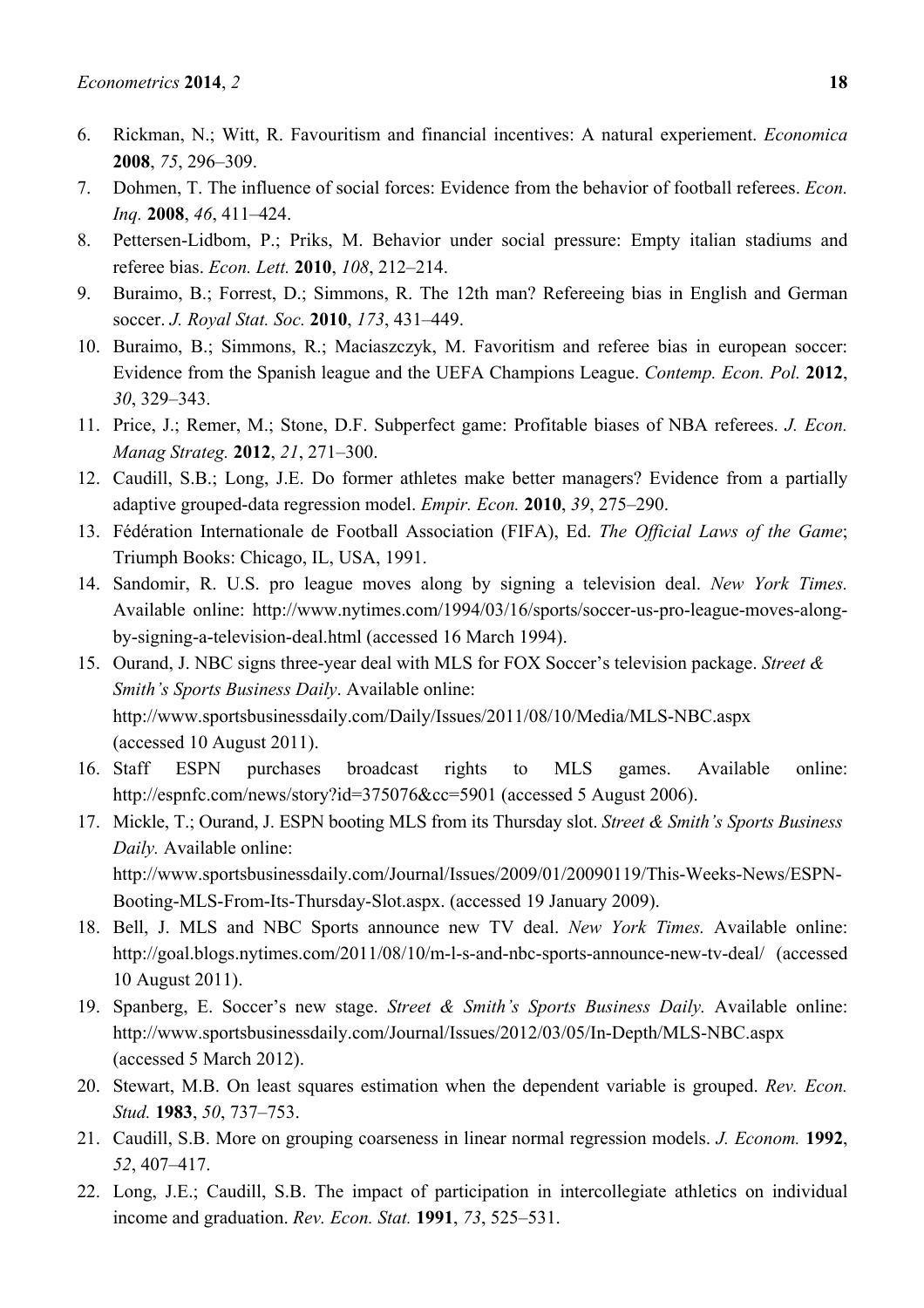6. Rickman, N.; Witt, R. Favouritism and financial incentives: A natural experiement. *Economica* **2008**, *75*, 296–309.
7. Dohmen, T. The influence of social forces: Evidence from the behavior of football referees. *Econ. Inq.* **2008**, *46*, 411–424.
8. Pettersen-Lidbom, P.; Priks, M. Behavior under social pressure: Empty italian stadiums and referee bias. *Econ. Lett.* **2010**, *108*, 212–214.
9. Buraimo, B.; Forrest, D.; Simmons, R. The 12th man? Refereeing bias in English and German soccer. *J. Royal Stat. Soc.* **2010**, *173*, 431–449.
10. Buraimo, B.; Simmons, R.; Maciaszczyk, M. Favoritism and referee bias in european soccer: Evidence from the Spanish league and the UEFA Champions League. *Contemp. Econ. Pol.* **2012**, *30*, 329–343.
11. Price, J.; Remer, M.; Stone, D.F. Subperfect game: Profitable biases of NBA referees. *J. Econ. Manag Strateg.* **2012**, *21*, 271–300.
12. Caudill, S.B.; Long, J.E. Do former athletes make better managers? Evidence from a partially adaptive grouped-data regression model. *Empir. Econ.* **2010**, *39*, 275–290.
13. Fédération Internationale de Football Association (FIFA), Ed. *The Official Laws of the Game*; Triumph Books: Chicago, IL, USA, 1991.
14. Sandomir, R. U.S. pro league moves along by signing a television deal. *New York Times.* Available online: http://www.nytimes.com/1994/03/16/sports/soccer-us-pro-league-moves-along-by-signing-a-television-deal.html (accessed 16 March 1994).
15. Ourand, J. NBC signs three-year deal with MLS for FOX Soccer's television package. *Street & Smith's Sports Business Daily*. Available online: http://www.sportsbusinessdaily.com/Daily/Issues/2011/08/10/Media/MLS-NBC.aspx (accessed 10 August 2011).
16. Staff ESPN purchases broadcast rights to MLS games. Available online: http://espnfc.com/news/story?id=375076&cc=5901 (accessed 5 August 2006).
17. Mickle, T.; Ourand, J. ESPN booting MLS from its Thursday slot. *Street & Smith's Sports Business Daily.* Available online: http://www.sportsbusinessdaily.com/Journal/Issues/2009/01/20090119/This-Weeks-News/ESPN-Booting-MLS-From-Its-Thursday-Slot.aspx. (accessed 19 January 2009).
18. Bell, J. MLS and NBC Sports announce new TV deal. *New York Times.* Available online: http://goal.blogs.nytimes.com/2011/08/10/m-l-s-and-nbc-sports-announce-new-tv-deal/ (accessed 10 August 2011).
19. Spanberg, E. Soccer's new stage. *Street & Smith's Sports Business Daily.* Available online: http://www.sportsbusinessdaily.com/Journal/Issues/2012/03/05/In-Depth/MLS-NBC.aspx (accessed 5 March 2012).
20. Stewart, M.B. On least squares estimation when the dependent variable is grouped. *Rev. Econ. Stud.* **1983**, *50*, 737–753.
21. Caudill, S.B. More on grouping coarseness in linear normal regression models. *J. Econom.* **1992**, *52*, 407–417.
22. Long, J.E.; Caudill, S.B. The impact of participation in intercollegiate athletics on individual income and graduation. *Rev. Econ. Stat.* **1991**, *73*, 525–531.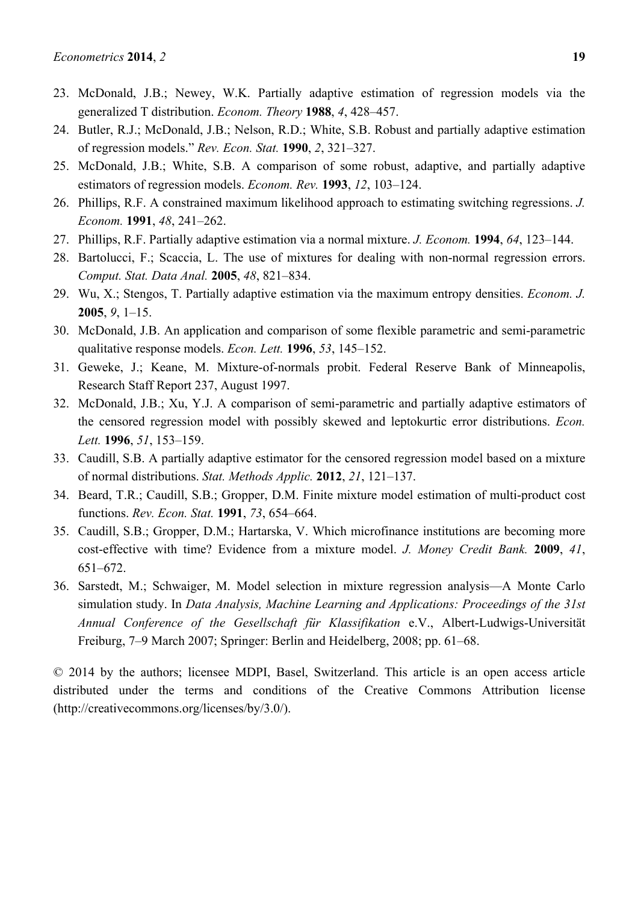23. McDonald, J.B.; Newey, W.K. Partially adaptive estimation of regression models via the generalized T distribution. *Econom. Theory* **1988**, *4*, 428–457.
24. Butler, R.J.; McDonald, J.B.; Nelson, R.D.; White, S.B. Robust and partially adaptive estimation of regression models." *Rev. Econ. Stat.* **1990**, *2*, 321–327.
25. McDonald, J.B.; White, S.B. A comparison of some robust, adaptive, and partially adaptive estimators of regression models. *Econom. Rev.* **1993**, *12*, 103–124.
26. Phillips, R.F. A constrained maximum likelihood approach to estimating switching regressions. *J. Econom.* **1991**, *48*, 241–262.
27. Phillips, R.F. Partially adaptive estimation via a normal mixture. *J. Econom.* **1994**, *64*, 123–144.
28. Bartolucci, F.; Scaccia, L. The use of mixtures for dealing with non-normal regression errors. *Comput. Stat. Data Anal.* **2005**, *48*, 821–834.
29. Wu, X.; Stengos, T. Partially adaptive estimation via the maximum entropy densities. *Econom. J.* **2005**, *9*, 1–15.
30. McDonald, J.B. An application and comparison of some flexible parametric and semi-parametric qualitative response models. *Econ. Lett.* **1996**, *53*, 145–152.
31. Geweke, J.; Keane, M. Mixture-of-normals probit. Federal Reserve Bank of Minneapolis, Research Staff Report 237, August 1997.
32. McDonald, J.B.; Xu, Y.J. A comparison of semi-parametric and partially adaptive estimators of the censored regression model with possibly skewed and leptokurtic error distributions. *Econ. Lett.* **1996**, *51*, 153–159.
33. Caudill, S.B. A partially adaptive estimator for the censored regression model based on a mixture of normal distributions. *Stat. Methods Applic.* **2012**, *21*, 121–137.
34. Beard, T.R.; Caudill, S.B.; Gropper, D.M. Finite mixture model estimation of multi-product cost functions. *Rev. Econ. Stat.* **1991**, *73*, 654–664.
35. Caudill, S.B.; Gropper, D.M.; Hartarska, V. Which microfinance institutions are becoming more cost-effective with time? Evidence from a mixture model. *J. Money Credit Bank.* **2009**, *41*, 651–672.
36. Sarstedt, M.; Schwaiger, M. Model selection in mixture regression analysis—A Monte Carlo simulation study. In *Data Analysis, Machine Learning and Applications: Proceedings of the 31st Annual Conference of the Gesellschaft für Klassifikation* e.V., Albert-Ludwigs-Universität Freiburg, 7–9 March 2007; Springer: Berlin and Heidelberg, 2008; pp. 61–68.

© 2014 by the authors; licensee MDPI, Basel, Switzerland. This article is an open access article distributed under the terms and conditions of the Creative Commons Attribution license (http://creativecommons.org/licenses/by/3.0/).